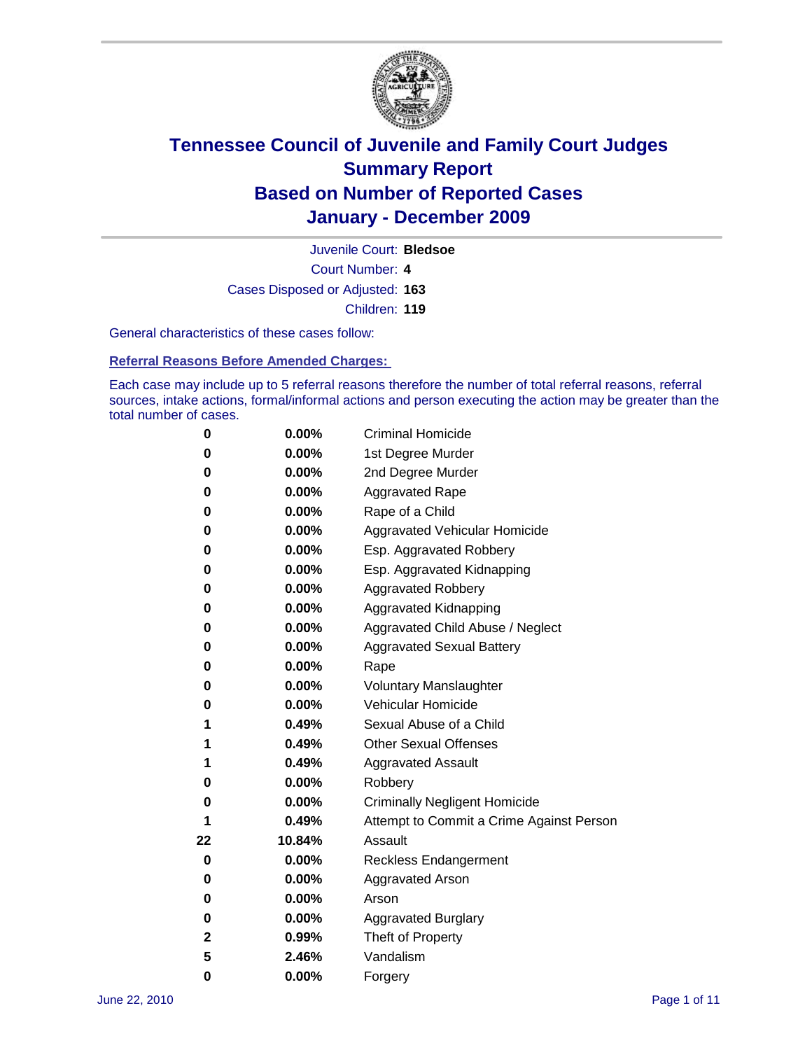# Tennessee Council of Juvenile and Family Court Judges
# Summary Report
# Based on Number of Reported Cases
# January - December 2009

Juvenile Court: **Bledsoe**

Court Number: **4**

Cases Disposed or Adjusted: **163**

Children: **119**

General characteristics of these cases follow:

## Referral Reasons Before Amended Charges:

Each case may include up to 5 referral reasons therefore the number of total referral reasons, referral sources, intake actions, formal/informal actions and person executing the action may be greater than the total number of cases.

| Count | Percent | Referral Reason |
|---|---|---|
| 0 | 0.00% | Criminal Homicide |
| 0 | 0.00% | 1st Degree Murder |
| 0 | 0.00% | 2nd Degree Murder |
| 0 | 0.00% | Aggravated Rape |
| 0 | 0.00% | Rape of a Child |
| 0 | 0.00% | Aggravated Vehicular Homicide |
| 0 | 0.00% | Esp. Aggravated Robbery |
| 0 | 0.00% | Esp. Aggravated Kidnapping |
| 0 | 0.00% | Aggravated Robbery |
| 0 | 0.00% | Aggravated Kidnapping |
| 0 | 0.00% | Aggravated Child Abuse / Neglect |
| 0 | 0.00% | Aggravated Sexual Battery |
| 0 | 0.00% | Rape |
| 0 | 0.00% | Voluntary Manslaughter |
| 0 | 0.00% | Vehicular Homicide |
| 1 | 0.49% | Sexual Abuse of a Child |
| 1 | 0.49% | Other Sexual Offenses |
| 1 | 0.49% | Aggravated Assault |
| 0 | 0.00% | Robbery |
| 0 | 0.00% | Criminally Negligent Homicide |
| 1 | 0.49% | Attempt to Commit a Crime Against Person |
| 22 | 10.84% | Assault |
| 0 | 0.00% | Reckless Endangerment |
| 0 | 0.00% | Aggravated Arson |
| 0 | 0.00% | Arson |
| 0 | 0.00% | Aggravated Burglary |
| 2 | 0.99% | Theft of Property |
| 5 | 2.46% | Vandalism |
| 0 | 0.00% | Forgery |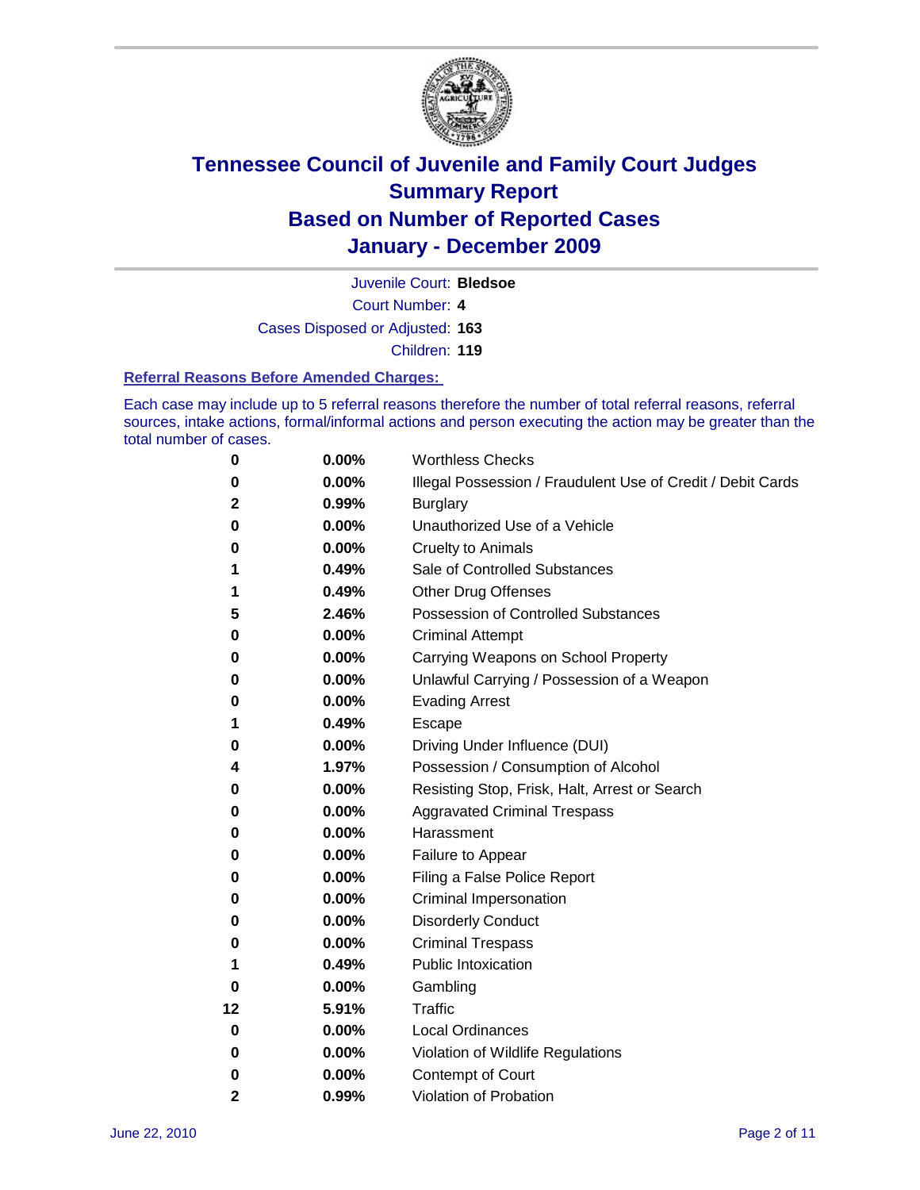# Tennessee Council of Juvenile and Family Court Judges
# Summary Report
# Based on Number of Reported Cases
# January - December 2009

Juvenile Court: **Bledsoe**

Court Number: **4**

Cases Disposed or Adjusted: **163**

Children: **119**

### Referral Reasons Before Amended Charges:

Each case may include up to 5 referral reasons therefore the number of total referral reasons, referral sources, intake actions, formal/informal actions and person executing the action may be greater than the total number of cases.

| | | |
|---|---|---|
| 0 | 0.00% | Worthless Checks |
| 0 | 0.00% | Illegal Possession / Fraudulent Use of Credit / Debit Cards |
| 2 | 0.99% | Burglary |
| 0 | 0.00% | Unauthorized Use of a Vehicle |
| 0 | 0.00% | Cruelty to Animals |
| 1 | 0.49% | Sale of Controlled Substances |
| 1 | 0.49% | Other Drug Offenses |
| 5 | 2.46% | Possession of Controlled Substances |
| 0 | 0.00% | Criminal Attempt |
| 0 | 0.00% | Carrying Weapons on School Property |
| 0 | 0.00% | Unlawful Carrying / Possession of a Weapon |
| 0 | 0.00% | Evading Arrest |
| 1 | 0.49% | Escape |
| 0 | 0.00% | Driving Under Influence (DUI) |
| 4 | 1.97% | Possession / Consumption of Alcohol |
| 0 | 0.00% | Resisting Stop, Frisk, Halt, Arrest or Search |
| 0 | 0.00% | Aggravated Criminal Trespass |
| 0 | 0.00% | Harassment |
| 0 | 0.00% | Failure to Appear |
| 0 | 0.00% | Filing a False Police Report |
| 0 | 0.00% | Criminal Impersonation |
| 0 | 0.00% | Disorderly Conduct |
| 0 | 0.00% | Criminal Trespass |
| 1 | 0.49% | Public Intoxication |
| 0 | 0.00% | Gambling |
| 12 | 5.91% | Traffic |
| 0 | 0.00% | Local Ordinances |
| 0 | 0.00% | Violation of Wildlife Regulations |
| 0 | 0.00% | Contempt of Court |
| 2 | 0.99% | Violation of Probation |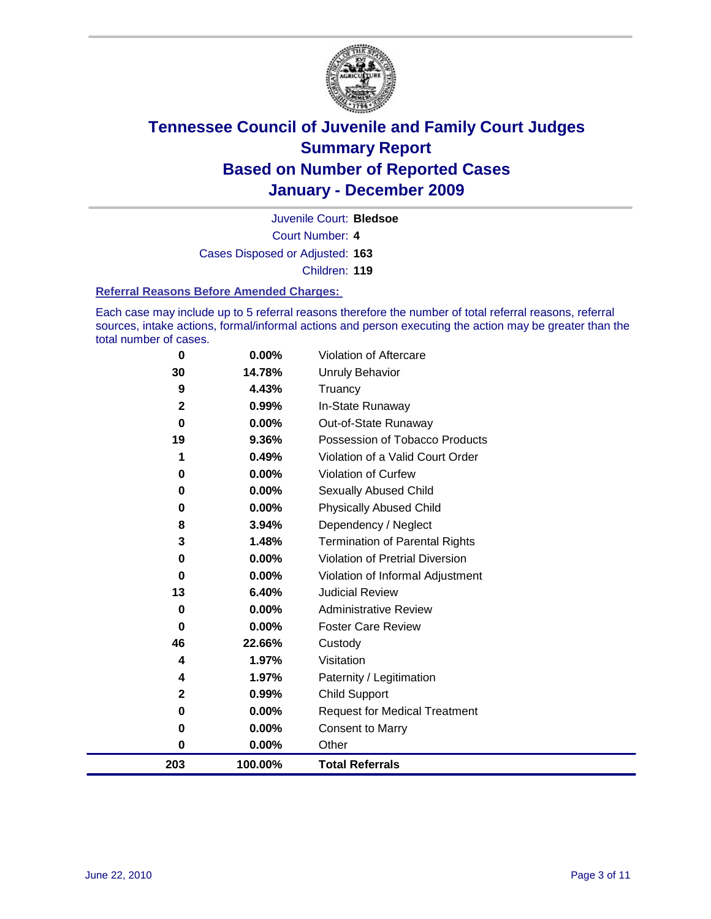# Tennessee Council of Juvenile and Family Court Judges
# Summary Report
# Based on Number of Reported Cases
# January - December 2009

Juvenile Court: **Bledsoe**

Court Number: **4**

Cases Disposed or Adjusted: **163**

Children: **119**

### Referral Reasons Before Amended Charges:

Each case may include up to 5 referral reasons therefore the number of total referral reasons, referral sources, intake actions, formal/informal actions and person executing the action may be greater than the total number of cases.

| Count | Percent | Referral Reason |
|---|---|---|
| 0 | 0.00% | Violation of Aftercare |
| 30 | 14.78% | Unruly Behavior |
| 9 | 4.43% | Truancy |
| 2 | 0.99% | In-State Runaway |
| 0 | 0.00% | Out-of-State Runaway |
| 19 | 9.36% | Possession of Tobacco Products |
| 1 | 0.49% | Violation of a Valid Court Order |
| 0 | 0.00% | Violation of Curfew |
| 0 | 0.00% | Sexually Abused Child |
| 0 | 0.00% | Physically Abused Child |
| 8 | 3.94% | Dependency / Neglect |
| 3 | 1.48% | Termination of Parental Rights |
| 0 | 0.00% | Violation of Pretrial Diversion |
| 0 | 0.00% | Violation of Informal Adjustment |
| 13 | 6.40% | Judicial Review |
| 0 | 0.00% | Administrative Review |
| 0 | 0.00% | Foster Care Review |
| 46 | 22.66% | Custody |
| 4 | 1.97% | Visitation |
| 4 | 1.97% | Paternity / Legitimation |
| 2 | 0.99% | Child Support |
| 0 | 0.00% | Request for Medical Treatment |
| 0 | 0.00% | Consent to Marry |
| 0 | 0.00% | Other |
| **203** | **100.00%** | **Total Referrals** |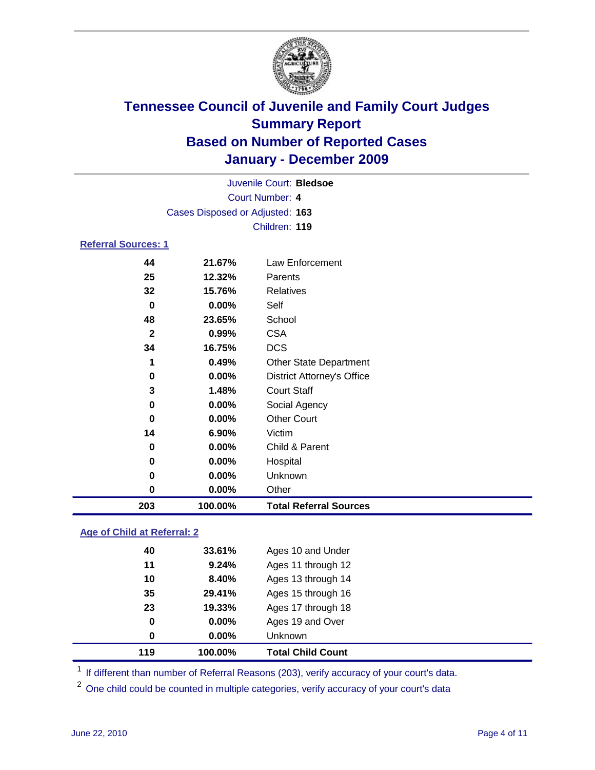# Tennessee Council of Juvenile and Family Court Judges
## Summary Report
## Based on Number of Reported Cases
## January - December 2009

Juvenile Court: **Bledsoe**
Court Number: **4**
Cases Disposed or Adjusted: **163**
Children: **119**

### Referral Sources: 1

| Count | Percent | Source |
|---|---|---|
| 44 | 21.67% | Law Enforcement |
| 25 | 12.32% | Parents |
| 32 | 15.76% | Relatives |
| 0 | 0.00% | Self |
| 48 | 23.65% | School |
| 2 | 0.99% | CSA |
| 34 | 16.75% | DCS |
| 1 | 0.49% | Other State Department |
| 0 | 0.00% | District Attorney's Office |
| 3 | 1.48% | Court Staff |
| 0 | 0.00% | Social Agency |
| 0 | 0.00% | Other Court |
| 14 | 6.90% | Victim |
| 0 | 0.00% | Child & Parent |
| 0 | 0.00% | Hospital |
| 0 | 0.00% | Unknown |
| 0 | 0.00% | Other |
| **203** | **100.00%** | **Total Referral Sources** |

### Age of Child at Referral: 2

| Count | Percent | Age |
|---|---|---|
| 40 | 33.61% | Ages 10 and Under |
| 11 | 9.24% | Ages 11 through 12 |
| 10 | 8.40% | Ages 13 through 14 |
| 35 | 29.41% | Ages 15 through 16 |
| 23 | 19.33% | Ages 17 through 18 |
| 0 | 0.00% | Ages 19 and Over |
| 0 | 0.00% | Unknown |
| **119** | **100.00%** | **Total Child Count** |

[1] If different than number of Referral Reasons (203), verify accuracy of your court's data.

[2] One child could be counted in multiple categories, verify accuracy of your court's data

June 22, 2010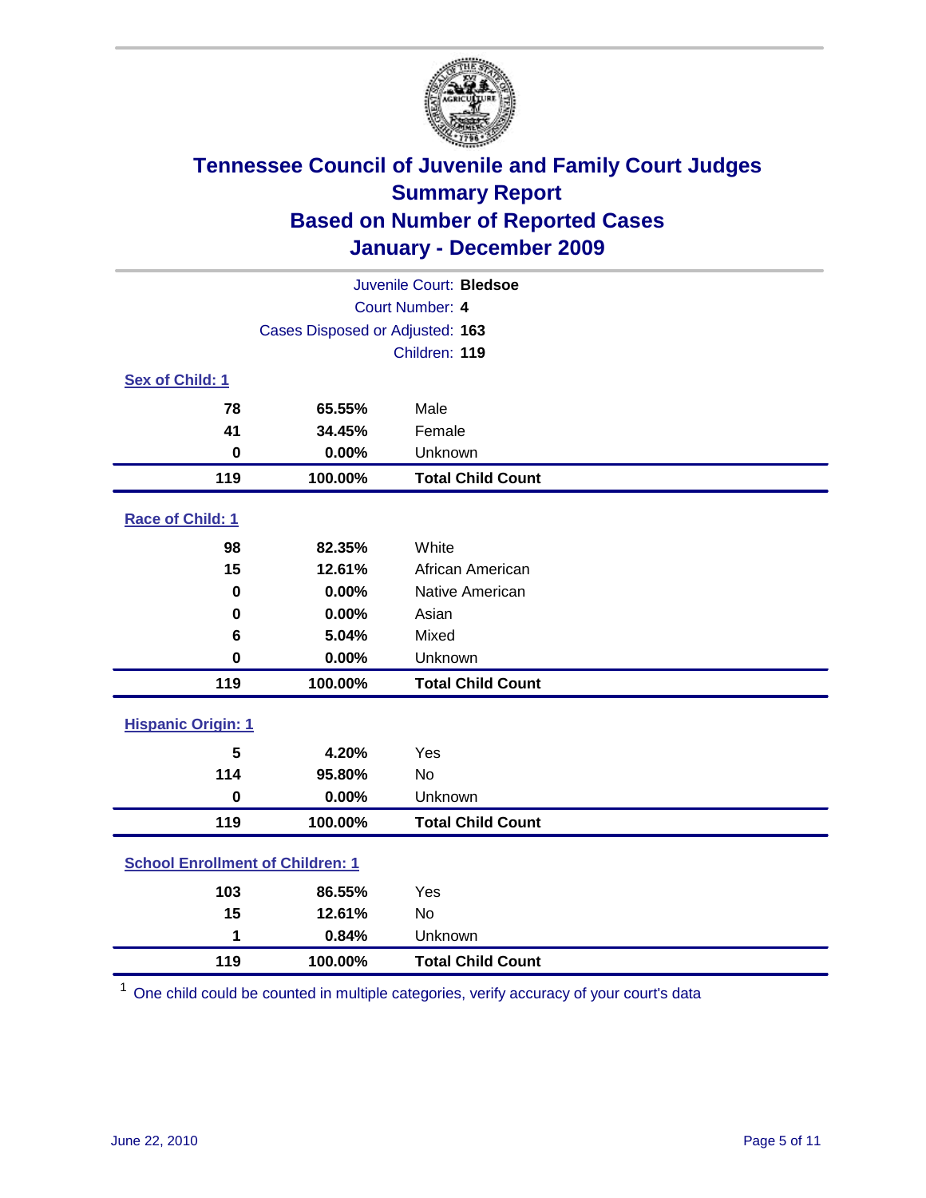# Tennessee Council of Juvenile and Family Court Judges
## Summary Report
## Based on Number of Reported Cases
## January - December 2009

Juvenile Court: **Bledsoe**
Court Number: **4**
Cases Disposed or Adjusted: **163**
Children: **119**

### Sex of Child: 1

| | | |
|---|---|---|
| 78 | 65.55% | Male |
| 41 | 34.45% | Female |
| 0 | 0.00% | Unknown |
| **119** | **100.00%** | **Total Child Count** |

### Race of Child: 1

| | | |
|---|---|---|
| 98 | 82.35% | White |
| 15 | 12.61% | African American |
| 0 | 0.00% | Native American |
| 0 | 0.00% | Asian |
| 6 | 5.04% | Mixed |
| 0 | 0.00% | Unknown |
| **119** | **100.00%** | **Total Child Count** |

### Hispanic Origin: 1

| | | |
|---|---|---|
| 5 | 4.20% | Yes |
| 114 | 95.80% | No |
| 0 | 0.00% | Unknown |
| **119** | **100.00%** | **Total Child Count** |

### School Enrollment of Children: 1

| | | |
|---|---|---|
| 103 | 86.55% | Yes |
| 15 | 12.61% | No |
| 1 | 0.84% | Unknown |
| **119** | **100.00%** | **Total Child Count** |

[1] One child could be counted in multiple categories, verify accuracy of your court's data

June 22, 2010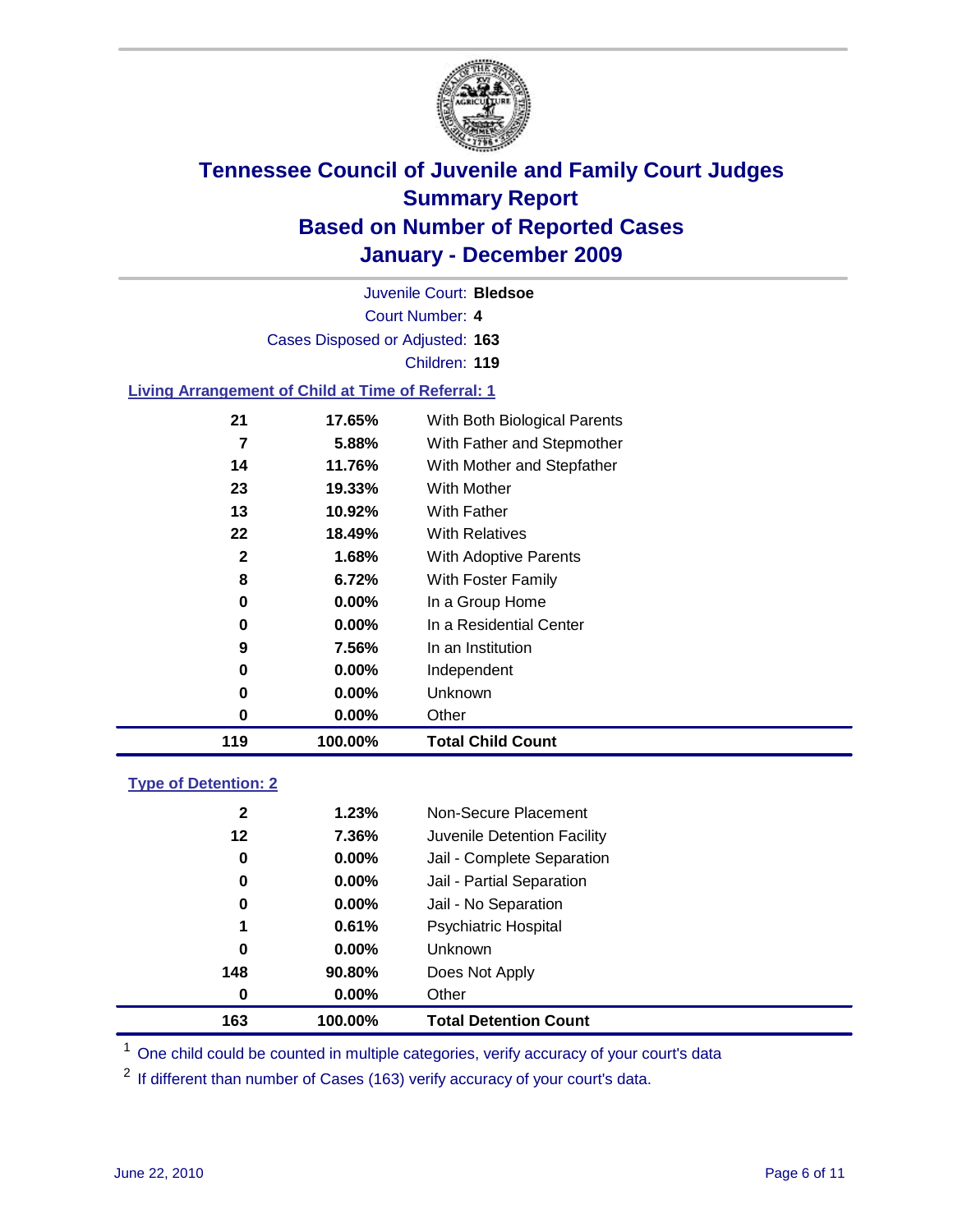# Tennessee Council of Juvenile and Family Court Judges
## Summary Report
## Based on Number of Reported Cases
## January - December 2009

Juvenile Court: **Bledsoe**

Court Number: **4**

Cases Disposed or Adjusted: **163**

Children: **119**

### Living Arrangement of Child at Time of Referral: 1

| Count | Percent | Category |
|---|---|---|
| 21 | 17.65% | With Both Biological Parents |
| 7 | 5.88% | With Father and Stepmother |
| 14 | 11.76% | With Mother and Stepfather |
| 23 | 19.33% | With Mother |
| 13 | 10.92% | With Father |
| 22 | 18.49% | With Relatives |
| 2 | 1.68% | With Adoptive Parents |
| 8 | 6.72% | With Foster Family |
| 0 | 0.00% | In a Group Home |
| 0 | 0.00% | In a Residential Center |
| 9 | 7.56% | In an Institution |
| 0 | 0.00% | Independent |
| 0 | 0.00% | Unknown |
| 0 | 0.00% | Other |
| **119** | **100.00%** | **Total Child Count** |

### Type of Detention: 2

| Count | Percent | Category |
|---|---|---|
| 2 | 1.23% | Non-Secure Placement |
| 12 | 7.36% | Juvenile Detention Facility |
| 0 | 0.00% | Jail - Complete Separation |
| 0 | 0.00% | Jail - Partial Separation |
| 0 | 0.00% | Jail - No Separation |
| 1 | 0.61% | Psychiatric Hospital |
| 0 | 0.00% | Unknown |
| 148 | 90.80% | Does Not Apply |
| 0 | 0.00% | Other |
| **163** | **100.00%** | **Total Detention Count** |

[1] One child could be counted in multiple categories, verify accuracy of your court's data

[2] If different than number of Cases (163) verify accuracy of your court's data.

June 22, 2010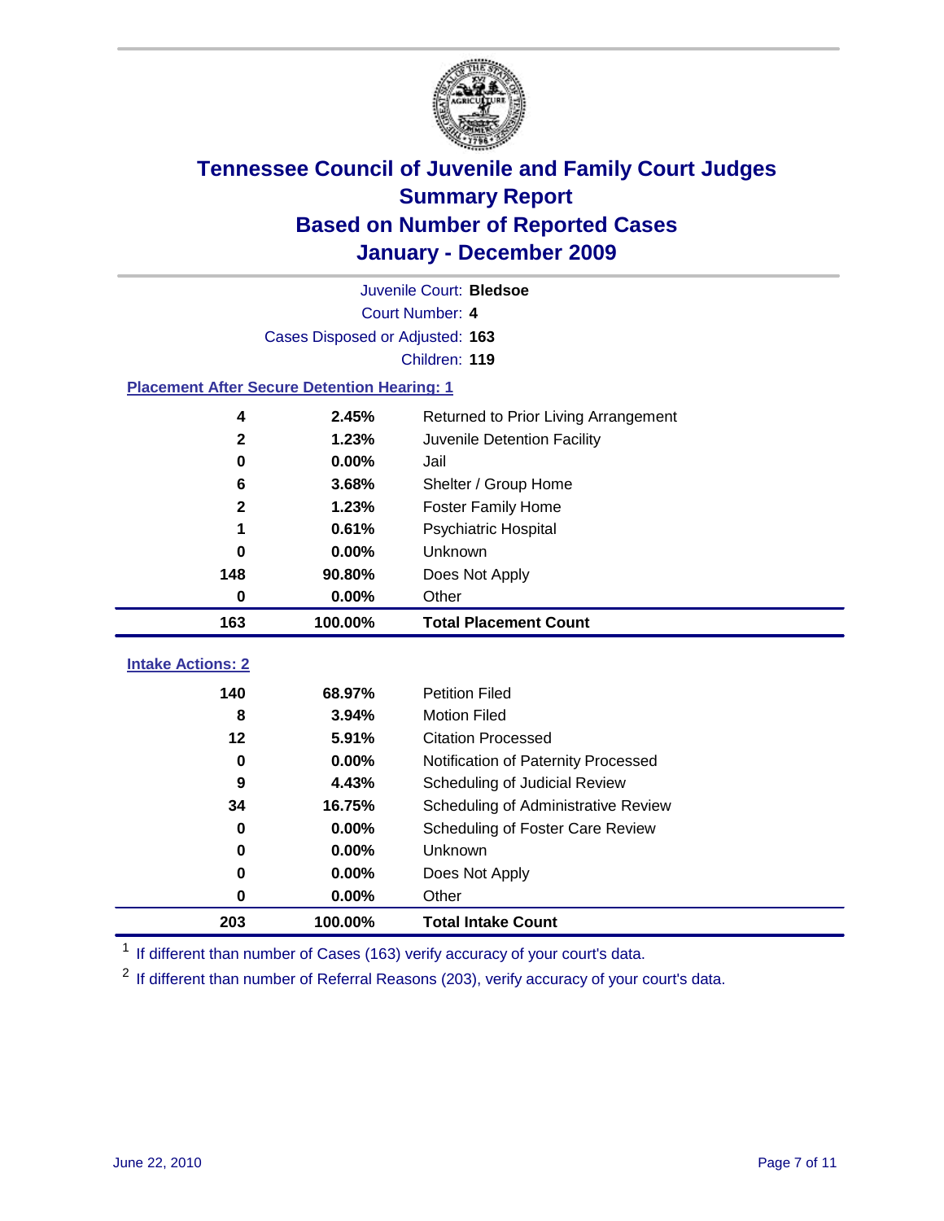# Tennessee Council of Juvenile and Family Court Judges
## Summary Report
## Based on Number of Reported Cases
## January - December 2009

Juvenile Court: **Bledsoe**
Court Number: **4**
Cases Disposed or Adjusted: **163**
Children: **119**

### Placement After Secure Detention Hearing: 1

| | | |
|---|---|---|
| 4 | 2.45% | Returned to Prior Living Arrangement |
| 2 | 1.23% | Juvenile Detention Facility |
| 0 | 0.00% | Jail |
| 6 | 3.68% | Shelter / Group Home |
| 2 | 1.23% | Foster Family Home |
| 1 | 0.61% | Psychiatric Hospital |
| 0 | 0.00% | Unknown |
| 148 | 90.80% | Does Not Apply |
| 0 | 0.00% | Other |
| **163** | **100.00%** | **Total Placement Count** |

### Intake Actions: 2

| | | |
|---|---|---|
| 140 | 68.97% | Petition Filed |
| 8 | 3.94% | Motion Filed |
| 12 | 5.91% | Citation Processed |
| 0 | 0.00% | Notification of Paternity Processed |
| 9 | 4.43% | Scheduling of Judicial Review |
| 34 | 16.75% | Scheduling of Administrative Review |
| 0 | 0.00% | Scheduling of Foster Care Review |
| 0 | 0.00% | Unknown |
| 0 | 0.00% | Does Not Apply |
| 0 | 0.00% | Other |
| **203** | **100.00%** | **Total Intake Count** |

[1] If different than number of Cases (163) verify accuracy of your court's data.

[2] If different than number of Referral Reasons (203), verify accuracy of your court's data.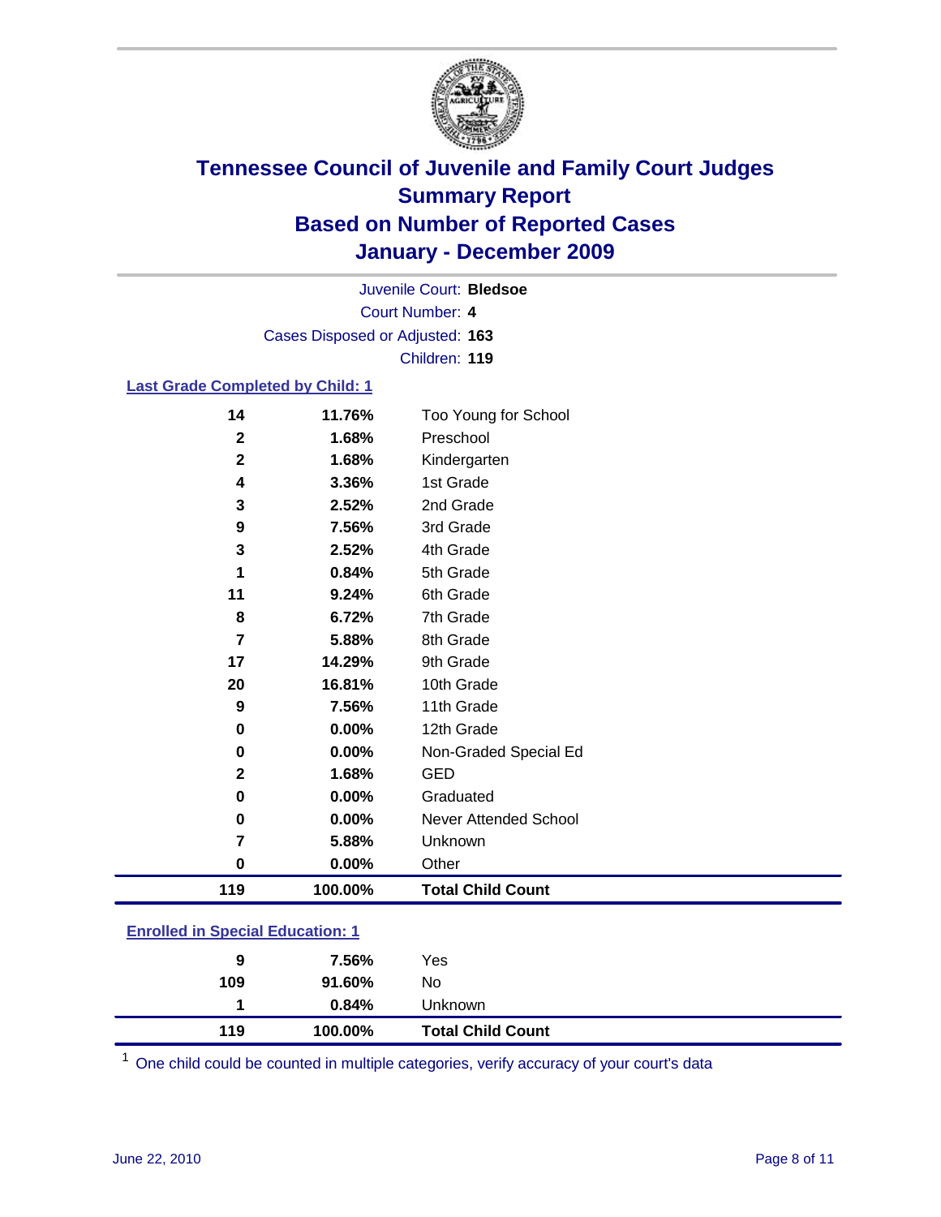# Tennessee Council of Juvenile and Family Court Judges
## Summary Report
## Based on Number of Reported Cases
## January - December 2009

Juvenile Court: **Bledsoe**

Court Number: **4**

Cases Disposed or Adjusted: **163**

Children: **119**

### Last Grade Completed by Child: 1

| Count | Percent | Category |
|---|---|---|
| 14 | 11.76% | Too Young for School |
| 2 | 1.68% | Preschool |
| 2 | 1.68% | Kindergarten |
| 4 | 3.36% | 1st Grade |
| 3 | 2.52% | 2nd Grade |
| 9 | 7.56% | 3rd Grade |
| 3 | 2.52% | 4th Grade |
| 1 | 0.84% | 5th Grade |
| 11 | 9.24% | 6th Grade |
| 8 | 6.72% | 7th Grade |
| 7 | 5.88% | 8th Grade |
| 17 | 14.29% | 9th Grade |
| 20 | 16.81% | 10th Grade |
| 9 | 7.56% | 11th Grade |
| 0 | 0.00% | 12th Grade |
| 0 | 0.00% | Non-Graded Special Ed |
| 2 | 1.68% | GED |
| 0 | 0.00% | Graduated |
| 0 | 0.00% | Never Attended School |
| 7 | 5.88% | Unknown |
| 0 | 0.00% | Other |
| **119** | **100.00%** | **Total Child Count** |

### Enrolled in Special Education: 1

| Count | Percent | Category |
|---|---|---|
| 9 | 7.56% | Yes |
| 109 | 91.60% | No |
| 1 | 0.84% | Unknown |
| **119** | **100.00%** | **Total Child Count** |

[1] One child could be counted in multiple categories, verify accuracy of your court's data

June 22, 2010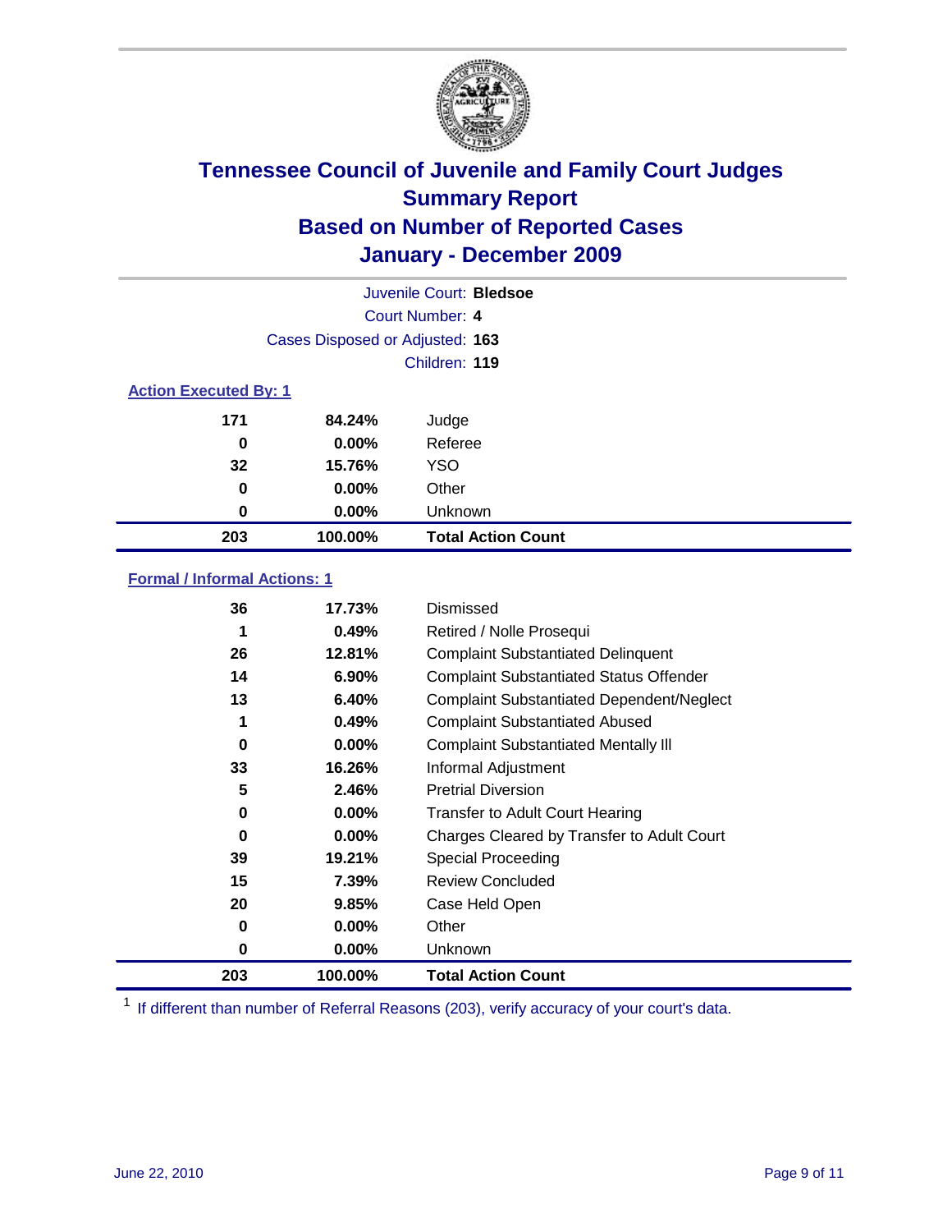# Tennessee Council of Juvenile and Family Court Judges
## Summary Report
## Based on Number of Reported Cases
## January - December 2009

Juvenile Court: **Bledsoe**

Court Number: **4**

Cases Disposed or Adjusted: **163**

Children: **119**

### Action Executed By: 1

| | | |
|---|---|---|
| 171 | 84.24% | Judge |
| 0 | 0.00% | Referee |
| 32 | 15.76% | YSO |
| 0 | 0.00% | Other |
| 0 | 0.00% | Unknown |
| **203** | **100.00%** | **Total Action Count** |

### Formal / Informal Actions: 1

| | | |
|---|---|---|
| 36 | 17.73% | Dismissed |
| 1 | 0.49% | Retired / Nolle Prosequi |
| 26 | 12.81% | Complaint Substantiated Delinquent |
| 14 | 6.90% | Complaint Substantiated Status Offender |
| 13 | 6.40% | Complaint Substantiated Dependent/Neglect |
| 1 | 0.49% | Complaint Substantiated Abused |
| 0 | 0.00% | Complaint Substantiated Mentally Ill |
| 33 | 16.26% | Informal Adjustment |
| 5 | 2.46% | Pretrial Diversion |
| 0 | 0.00% | Transfer to Adult Court Hearing |
| 0 | 0.00% | Charges Cleared by Transfer to Adult Court |
| 39 | 19.21% | Special Proceeding |
| 15 | 7.39% | Review Concluded |
| 20 | 9.85% | Case Held Open |
| 0 | 0.00% | Other |
| 0 | 0.00% | Unknown |
| **203** | **100.00%** | **Total Action Count** |

[1] If different than number of Referral Reasons (203), verify accuracy of your court's data.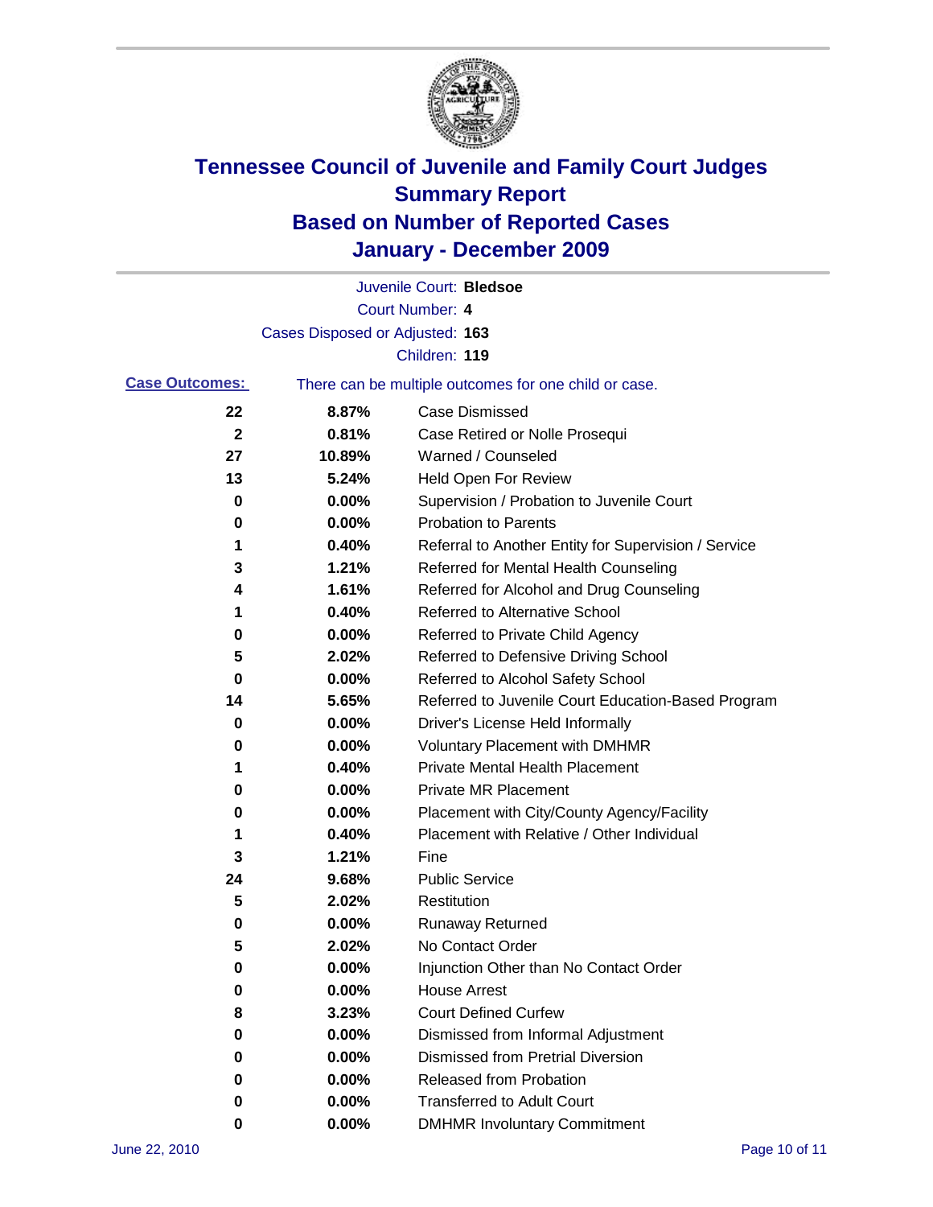# Tennessee Council of Juvenile and Family Court Judges
## Summary Report
## Based on Number of Reported Cases
## January - December 2009

Juvenile Court: **Bledsoe**
Court Number: **4**
Cases Disposed or Adjusted: **163**
Children: **119**

**Case Outcomes:** There can be multiple outcomes for one child or case.

| Count | Percent | Outcome |
|---|---|---|
| 22 | 8.87% | Case Dismissed |
| 2 | 0.81% | Case Retired or Nolle Prosequi |
| 27 | 10.89% | Warned / Counseled |
| 13 | 5.24% | Held Open For Review |
| 0 | 0.00% | Supervision / Probation to Juvenile Court |
| 0 | 0.00% | Probation to Parents |
| 1 | 0.40% | Referral to Another Entity for Supervision / Service |
| 3 | 1.21% | Referred for Mental Health Counseling |
| 4 | 1.61% | Referred for Alcohol and Drug Counseling |
| 1 | 0.40% | Referred to Alternative School |
| 0 | 0.00% | Referred to Private Child Agency |
| 5 | 2.02% | Referred to Defensive Driving School |
| 0 | 0.00% | Referred to Alcohol Safety School |
| 14 | 5.65% | Referred to Juvenile Court Education-Based Program |
| 0 | 0.00% | Driver's License Held Informally |
| 0 | 0.00% | Voluntary Placement with DMHMR |
| 1 | 0.40% | Private Mental Health Placement |
| 0 | 0.00% | Private MR Placement |
| 0 | 0.00% | Placement with City/County Agency/Facility |
| 1 | 0.40% | Placement with Relative / Other Individual |
| 3 | 1.21% | Fine |
| 24 | 9.68% | Public Service |
| 5 | 2.02% | Restitution |
| 0 | 0.00% | Runaway Returned |
| 5 | 2.02% | No Contact Order |
| 0 | 0.00% | Injunction Other than No Contact Order |
| 0 | 0.00% | House Arrest |
| 8 | 3.23% | Court Defined Curfew |
| 0 | 0.00% | Dismissed from Informal Adjustment |
| 0 | 0.00% | Dismissed from Pretrial Diversion |
| 0 | 0.00% | Released from Probation |
| 0 | 0.00% | Transferred to Adult Court |
| 0 | 0.00% | DMHMR Involuntary Commitment |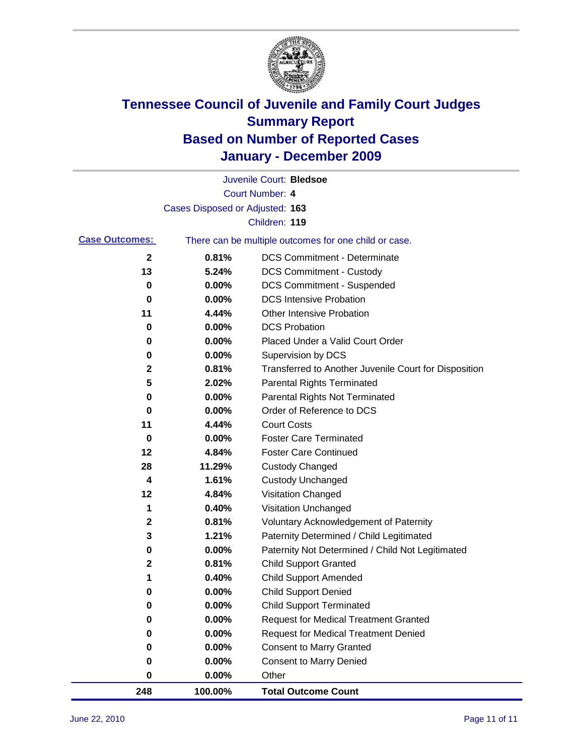# Tennessee Council of Juvenile and Family Court Judges
# Summary Report
# Based on Number of Reported Cases
# January - December 2009

Juvenile Court: **Bledsoe**

Court Number: **4**

Cases Disposed or Adjusted: **163**

Children: **119**

**Case Outcomes:** There can be multiple outcomes for one child or case.

| | | |
|---|---|---|
| 2 | 0.81% | DCS Commitment - Determinate |
| 13 | 5.24% | DCS Commitment - Custody |
| 0 | 0.00% | DCS Commitment - Suspended |
| 0 | 0.00% | DCS Intensive Probation |
| 11 | 4.44% | Other Intensive Probation |
| 0 | 0.00% | DCS Probation |
| 0 | 0.00% | Placed Under a Valid Court Order |
| 0 | 0.00% | Supervision by DCS |
| 2 | 0.81% | Transferred to Another Juvenile Court for Disposition |
| 5 | 2.02% | Parental Rights Terminated |
| 0 | 0.00% | Parental Rights Not Terminated |
| 0 | 0.00% | Order of Reference to DCS |
| 11 | 4.44% | Court Costs |
| 0 | 0.00% | Foster Care Terminated |
| 12 | 4.84% | Foster Care Continued |
| 28 | 11.29% | Custody Changed |
| 4 | 1.61% | Custody Unchanged |
| 12 | 4.84% | Visitation Changed |
| 1 | 0.40% | Visitation Unchanged |
| 2 | 0.81% | Voluntary Acknowledgement of Paternity |
| 3 | 1.21% | Paternity Determined / Child Legitimated |
| 0 | 0.00% | Paternity Not Determined / Child Not Legitimated |
| 2 | 0.81% | Child Support Granted |
| 1 | 0.40% | Child Support Amended |
| 0 | 0.00% | Child Support Denied |
| 0 | 0.00% | Child Support Terminated |
| 0 | 0.00% | Request for Medical Treatment Granted |
| 0 | 0.00% | Request for Medical Treatment Denied |
| 0 | 0.00% | Consent to Marry Granted |
| 0 | 0.00% | Consent to Marry Denied |
| 0 | 0.00% | Other |
| **248** | **100.00%** | **Total Outcome Count** |

June 22, 2010